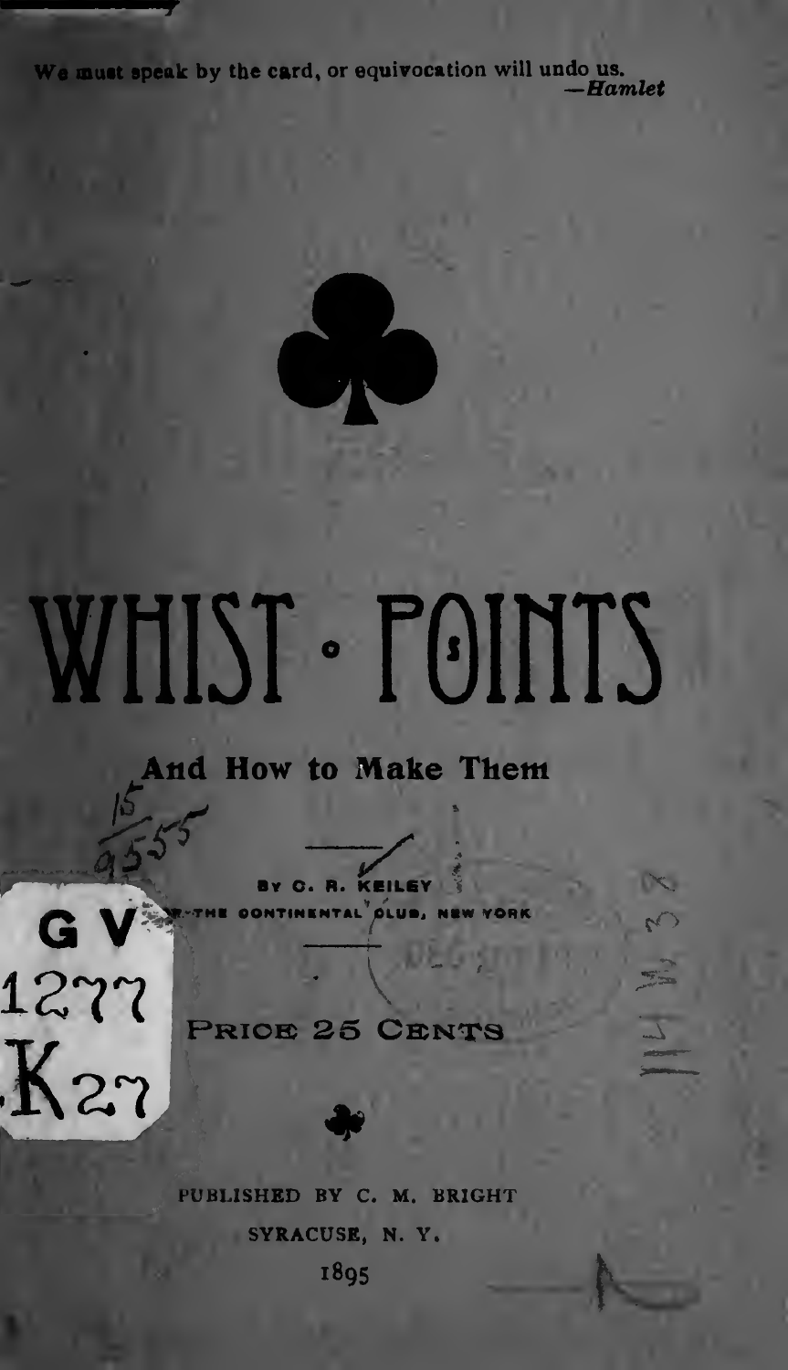We must speak by the card, or equivocation will undo us.
—*Hamlet*

# WHIST · POINTS

## And How to Make Them

BY C. R. KEILEY
OF THE CONTINENTAL CLUB, NEW YORK

PRICE 25 CENTS

PUBLISHED BY C. M. BRIGHT
SYRACUSE, N. Y.
1895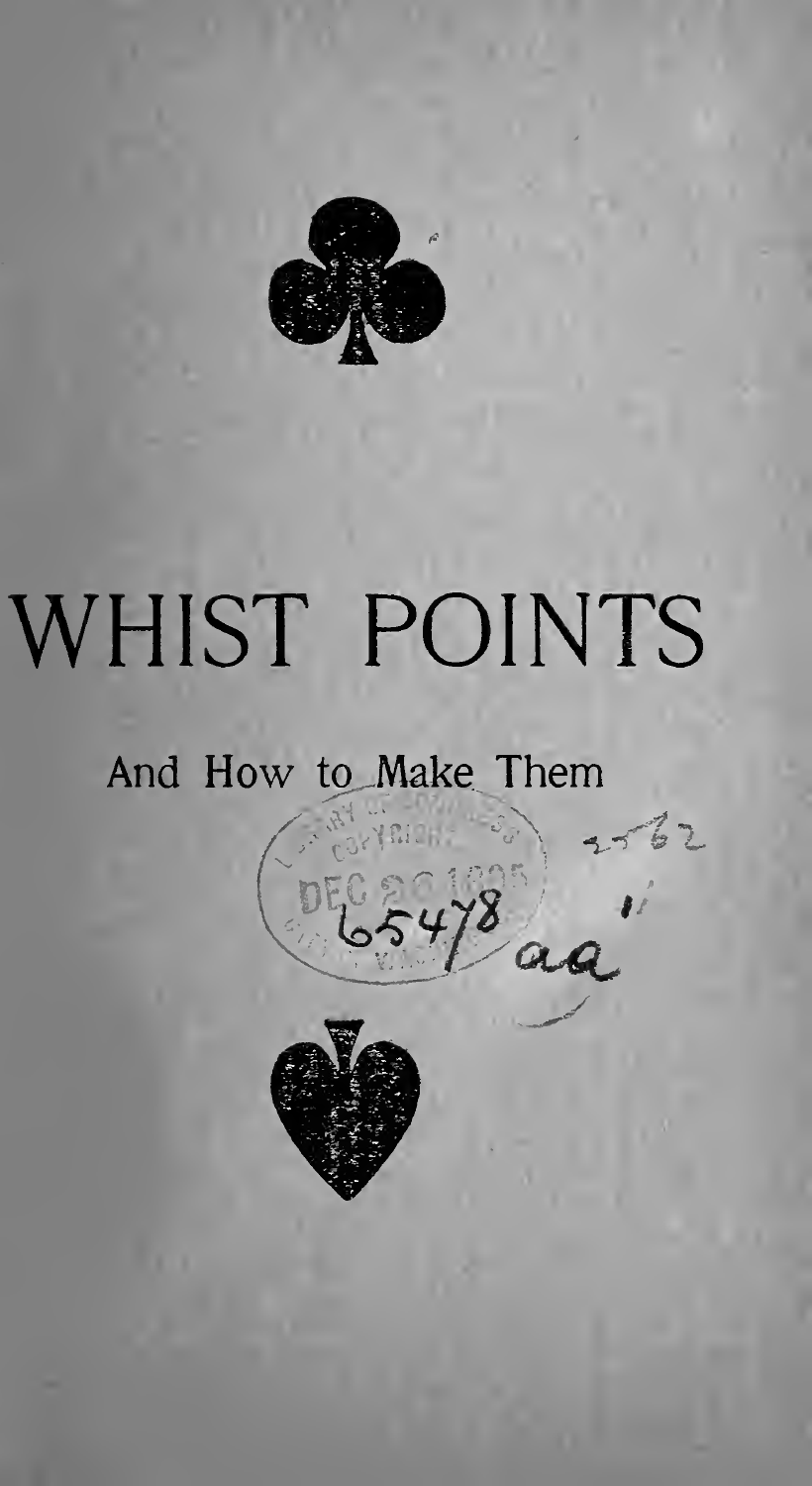# WHIST POINTS

And How to Make Them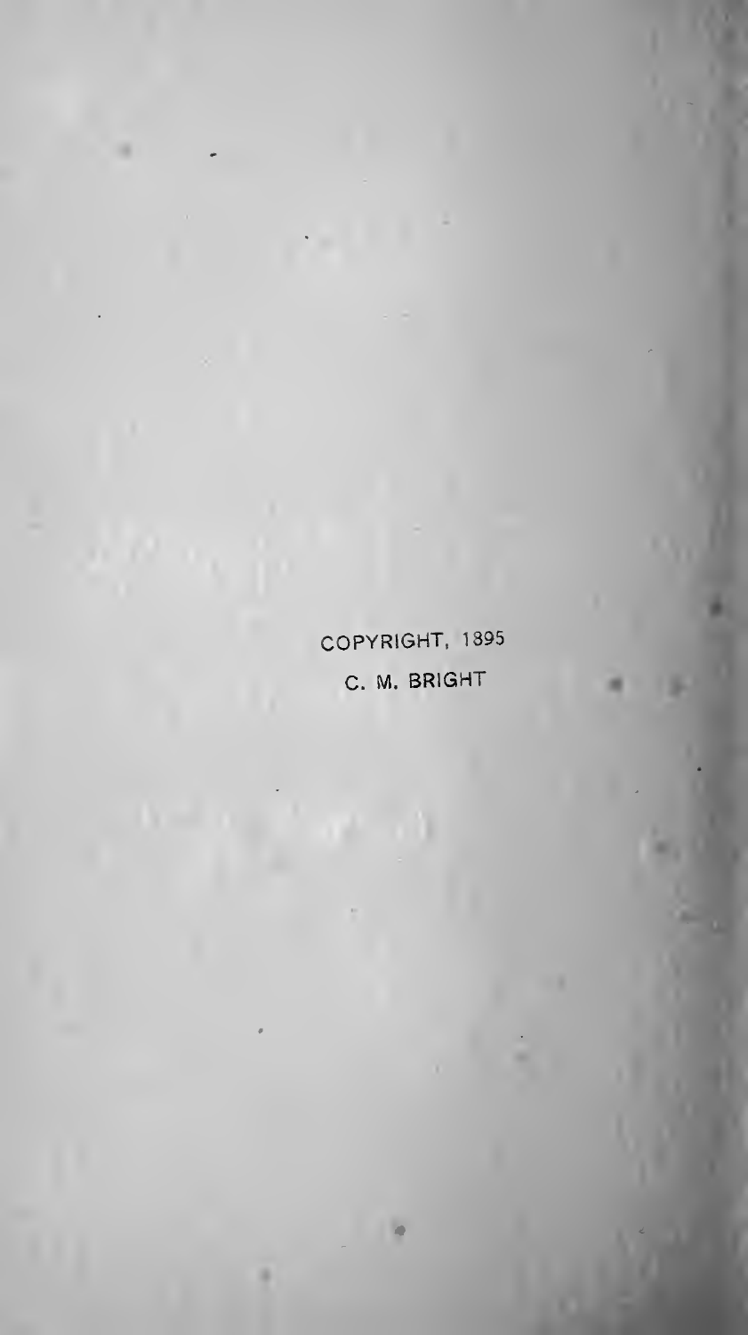COPYRIGHT, 1895

C. M. BRIGHT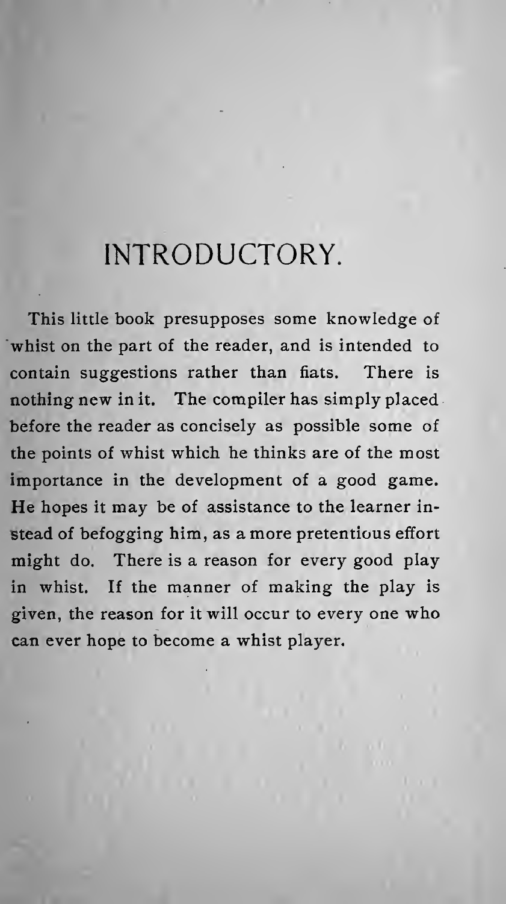# INTRODUCTORY.

This little book presupposes some knowledge of whist on the part of the reader, and is intended to contain suggestions rather than fiats. There is nothing new in it. The compiler has simply placed before the reader as concisely as possible some of the points of whist which he thinks are of the most importance in the development of a good game. He hopes it may be of assistance to the learner instead of befogging him, as a more pretentious effort might do. There is a reason for every good play in whist. If the manner of making the play is given, the reason for it will occur to every one who can ever hope to become a whist player.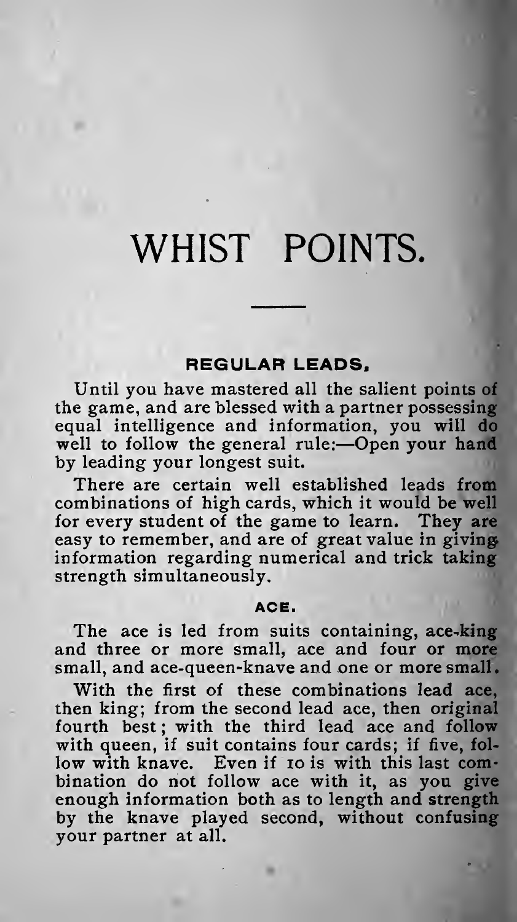# WHIST POINTS.

## REGULAR LEADS.

Until you have mastered all the salient points of the game, and are blessed with a partner possessing equal intelligence and information, you will do well to follow the general rule:—Open your hand by leading your longest suit.

There are certain well established leads from combinations of high cards, which it would be well for every student of the game to learn. They are easy to remember, and are of great value in giving information regarding numerical and trick taking strength simultaneously.

### ACE.

The ace is led from suits containing, ace-king and three or more small, ace and four or more small, and ace-queen-knave and one or more small.

With the first of these combinations lead ace, then king; from the second lead ace, then original fourth best; with the third lead ace and follow with queen, if suit contains four cards; if five, follow with knave. Even if 10 is with this last combination do not follow ace with it, as you give enough information both as to length and strength by the knave played second, without confusing your partner at all.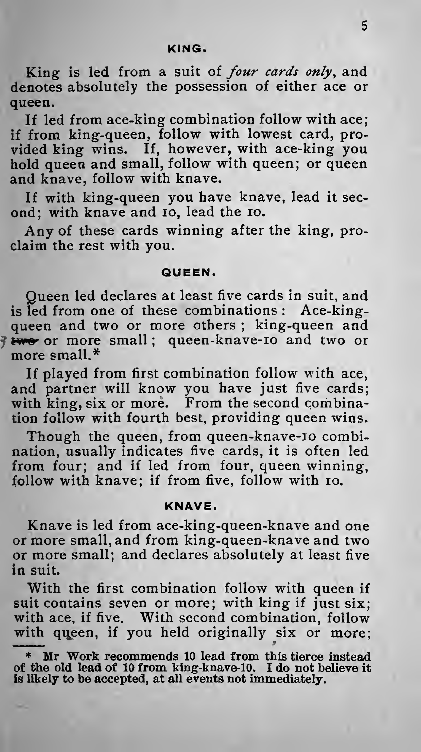### KING.

King is led from a suit of *four cards only*, and denotes absolutely the possession of either ace or queen.

If led from ace-king combination follow with ace; if from king-queen, follow with lowest card, provided king wins. If, however, with ace-king you hold queen and small, follow with queen; or queen and knave, follow with knave.

If with king-queen you have knave, lead it second; with knave and 10, lead the 10.

Any of these cards winning after the king, proclaim the rest with you.

### QUEEN.

Queen led declares at least five cards in suit, and is led from one of these combinations: Ace-king-queen and two or more others; king-queen and ~~two~~ 3 or more small; queen-knave-10 and two or more small.*

If played from first combination follow with ace, and partner will know you have just five cards; with king, six or more. From the second combination follow with fourth best, providing queen wins.

Though the queen, from queen-knave-10 combination, usually indicates five cards, it is often led from four; and if led from four, queen winning, follow with knave; if from five, follow with 10.

### KNAVE.

Knave is led from ace-king-queen-knave and one or more small, and from king-queen-knave and two or more small; and declares absolutely at least five in suit.

With the first combination follow with queen if suit contains seven or more; with king if just six; with ace, if five. With second combination, follow with queen, if you held originally six or more;

---

\* **Mr Work recommends 10 lead from this tierce instead of the old lead of 10 from king-knave-10. I do not believe it is likely to be accepted, at all events not immediately.**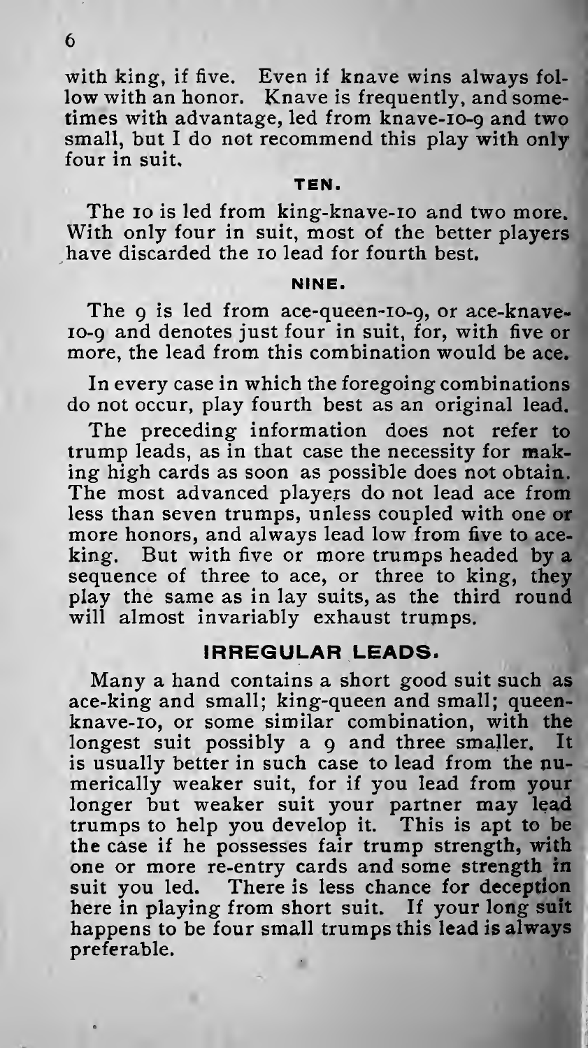with king, if five. Even if knave wins always follow with an honor. Knave is frequently, and sometimes with advantage, led from knave-10-9 and two small, but I do not recommend this play with only four in suit.

### TEN.

The 10 is led from king-knave-10 and two more. With only four in suit, most of the better players have discarded the 10 lead for fourth best.

### NINE.

The 9 is led from ace-queen-10-9, or ace-knave-10-9 and denotes just four in suit, for, with five or more, the lead from this combination would be ace.

In every case in which the foregoing combinations do not occur, play fourth best as an original lead.

The preceding information does not refer to trump leads, as in that case the necessity for making high cards as soon as possible does not obtain. The most advanced players do not lead ace from less than seven trumps, unless coupled with one or more honors, and always lead low from five to ace-king. But with five or more trumps headed by a sequence of three to ace, or three to king, they play the same as in lay suits, as the third round will almost invariably exhaust trumps.

## IRREGULAR LEADS.

Many a hand contains a short good suit such as ace-king and small; king-queen and small; queen-knave-10, or some similar combination, with the longest suit possibly a 9 and three smaller. It is usually better in such case to lead from the numerically weaker suit, for if you lead from your longer but weaker suit your partner may lead trumps to help you develop it. This is apt to be the case if he possesses fair trump strength, with one or more re-entry cards and some strength in suit you led. There is less chance for deception here in playing from short suit. If your long suit happens to be four small trumps this lead is always preferable.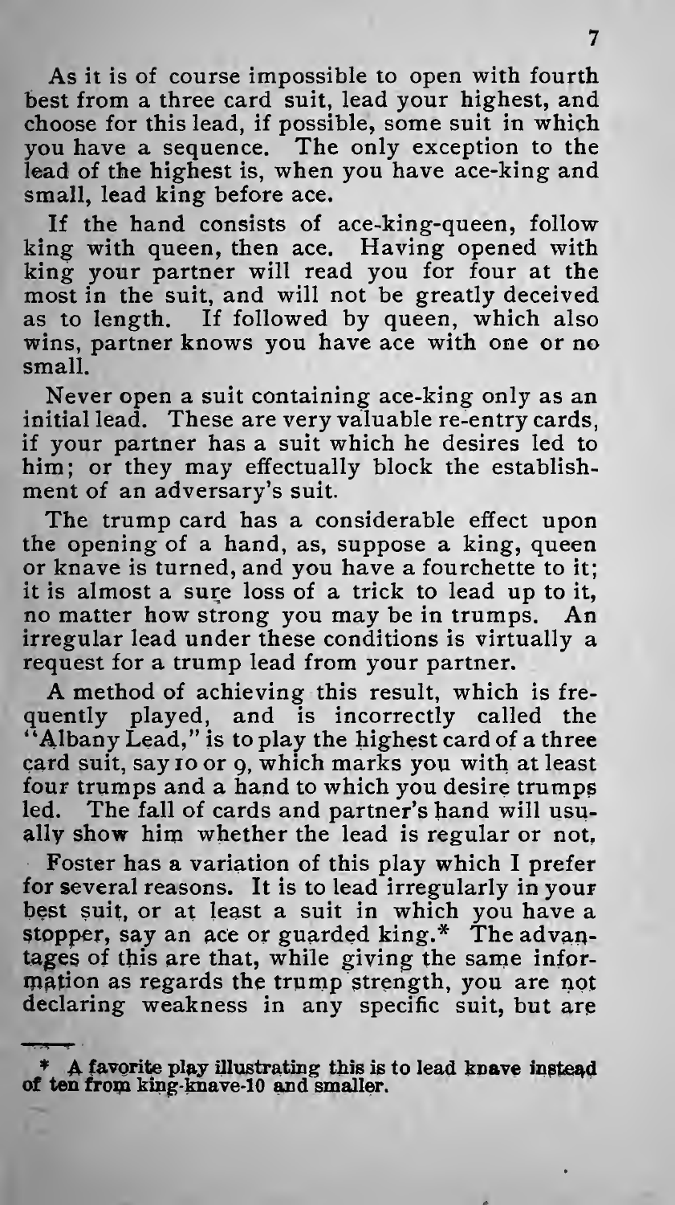As it is of course impossible to open with fourth best from a three card suit, lead your highest, and choose for this lead, if possible, some suit in which you have a sequence. The only exception to the lead of the highest is, when you have ace-king and small, lead king before ace.

If the hand consists of ace-king-queen, follow king with queen, then ace. Having opened with king your partner will read you for four at the most in the suit, and will not be greatly deceived as to length. If followed by queen, which also wins, partner knows you have ace with one or no small.

Never open a suit containing ace-king only as an initial lead. These are very valuable re-entry cards, if your partner has a suit which he desires led to him; or they may effectually block the establishment of an adversary's suit.

The trump card has a considerable effect upon the opening of a hand, as, suppose a king, queen or knave is turned, and you have a fourchette to it; it is almost a sure loss of a trick to lead up to it, no matter how strong you may be in trumps. An irregular lead under these conditions is virtually a request for a trump lead from your partner.

A method of achieving this result, which is frequently played, and is incorrectly called the "Albany Lead," is to play the highest card of a three card suit, say 10 or 9, which marks you with at least four trumps and a hand to which you desire trumps led. The fall of cards and partner's hand will usually show him whether the lead is regular or not.

Foster has a variation of this play which I prefer for several reasons. It is to lead irregularly in your best suit, or at least a suit in which you have a stopper, say an ace or guarded king.* The advantages of this are that, while giving the same information as regards the trump strength, you are not declaring weakness in any specific suit, but are

---

* **A favorite play illustrating this is to lead knave instead of ten from king-knave-10 and smaller.**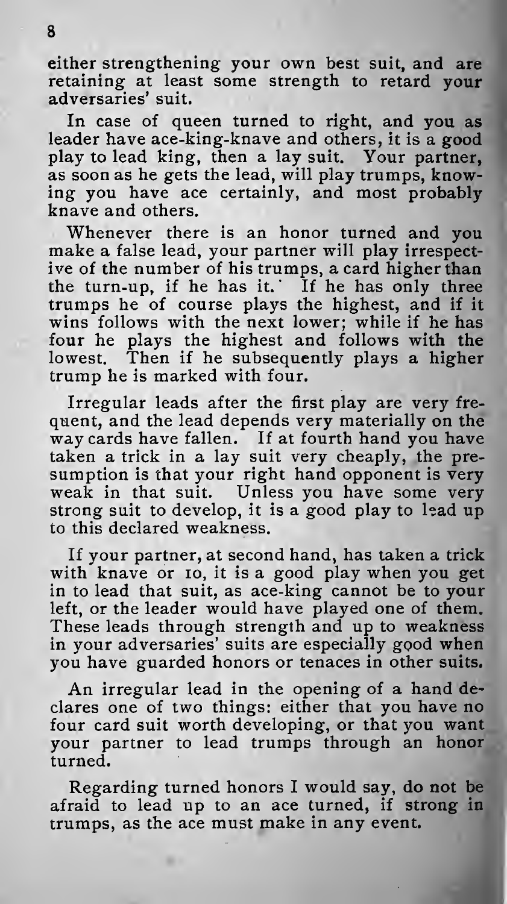either strengthening your own best suit, and are retaining at least some strength to retard your adversaries' suit.

In case of queen turned to right, and you as leader have ace-king-knave and others, it is a good play to lead king, then a lay suit. Your partner, as soon as he gets the lead, will play trumps, knowing you have ace certainly, and most probably knave and others.

Whenever there is an honor turned and you make a false lead, your partner will play irrespective of the number of his trumps, a card higher than the turn-up, if he has it. If he has only three trumps he of course plays the highest, and if it wins follows with the next lower; while if he has four he plays the highest and follows with the lowest. Then if he subsequently plays a higher trump he is marked with four.

Irregular leads after the first play are very frequent, and the lead depends very materially on the way cards have fallen. If at fourth hand you have taken a trick in a lay suit very cheaply, the presumption is that your right hand opponent is very weak in that suit. Unless you have some very strong suit to develop, it is a good play to lead up to this declared weakness.

If your partner, at second hand, has taken a trick with knave or 10, it is a good play when you get in to lead that suit, as ace-king cannot be to your left, or the leader would have played one of them. These leads through strength and up to weakness in your adversaries' suits are especially good when you have guarded honors or tenaces in other suits.

An irregular lead in the opening of a hand declares one of two things: either that you have no four card suit worth developing, or that you want your partner to lead trumps through an honor turned.

Regarding turned honors I would say, do not be afraid to lead up to an ace turned, if strong in trumps, as the ace must make in any event.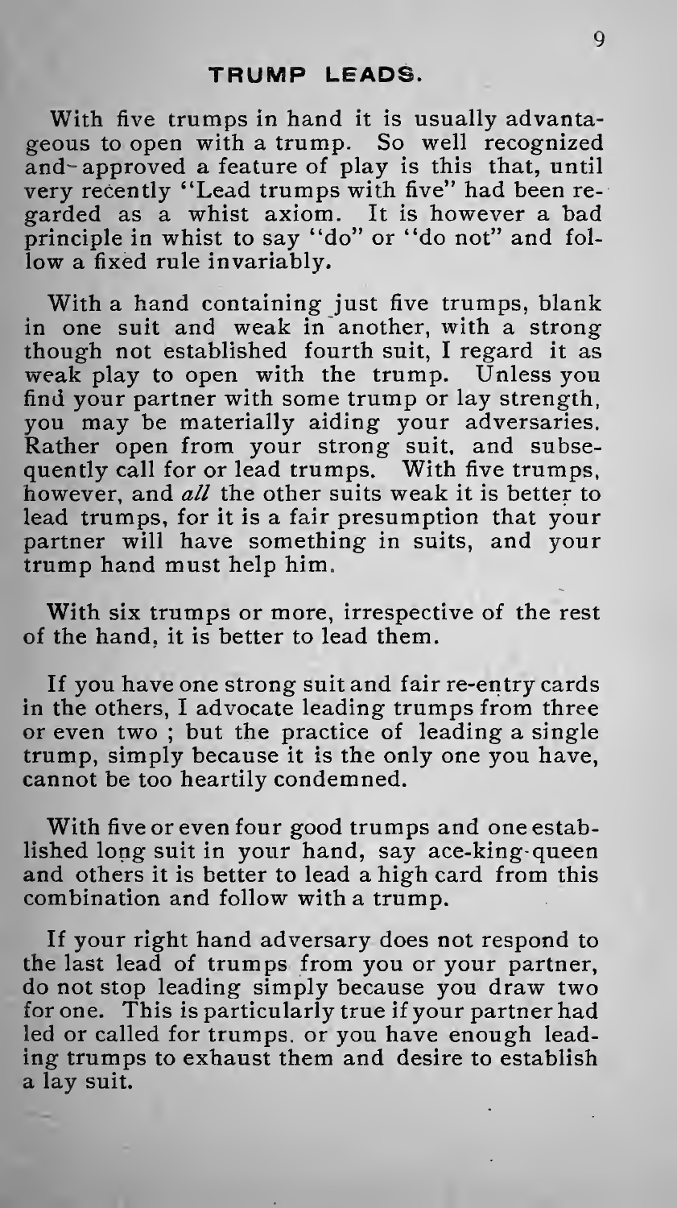## TRUMP LEADS.

With five trumps in hand it is usually advantageous to open with a trump. So well recognized and approved a feature of play is this that, until very recently "Lead trumps with five" had been regarded as a whist axiom. It is however a bad principle in whist to say "do" or "do not" and follow a fixed rule invariably.

With a hand containing just five trumps, blank in one suit and weak in another, with a strong though not established fourth suit, I regard it as weak play to open with the trump. Unless you find your partner with some trump or lay strength, you may be materially aiding your adversaries. Rather open from your strong suit, and subsequently call for or lead trumps. With five trumps, however, and *all* the other suits weak it is better to lead trumps, for it is a fair presumption that your partner will have something in suits, and your trump hand must help him.

With six trumps or more, irrespective of the rest of the hand, it is better to lead them.

If you have one strong suit and fair re-entry cards in the others, I advocate leading trumps from three or even two ; but the practice of leading a single trump, simply because it is the only one you have, cannot be too heartily condemned.

With five or even four good trumps and one established long suit in your hand, say ace-king-queen and others it is better to lead a high card from this combination and follow with a trump.

If your right hand adversary does not respond to the last lead of trumps from you or your partner, do not stop leading simply because you draw two for one. This is particularly true if your partner had led or called for trumps, or you have enough leading trumps to exhaust them and desire to establish a lay suit.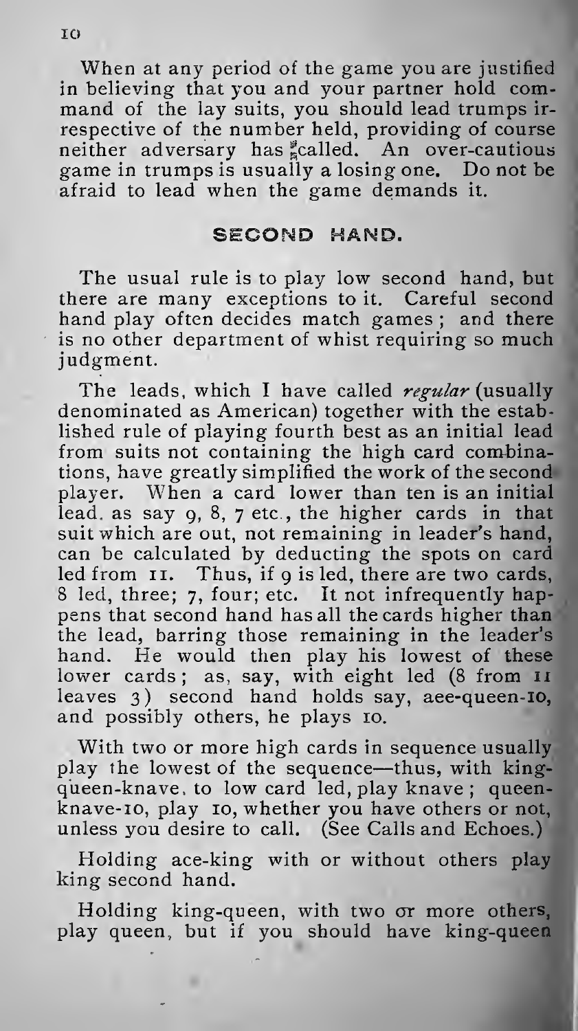When at any period of the game you are justified in believing that you and your partner hold command of the lay suits, you should lead trumps irrespective of the number held, providing of course neither adversary has called. An over-cautious game in trumps is usually a losing one. Do not be afraid to lead when the game demands it.

## SECOND HAND.

The usual rule is to play low second hand, but there are many exceptions to it. Careful second hand play often decides match games; and there is no other department of whist requiring so much judgment.

The leads, which I have called *regular* (usually denominated as American) together with the established rule of playing fourth best as an initial lead from suits not containing the high card combinations, have greatly simplified the work of the second player. When a card lower than ten is an initial lead, as say 9, 8, 7 etc., the higher cards in that suit which are out, not remaining in leader's hand, can be calculated by deducting the spots on card led from 11. Thus, if 9 is led, there are two cards, 8 led, three; 7, four; etc. It not infrequently happens that second hand has all the cards higher than the lead, barring those remaining in the leader's hand. He would then play his lowest of these lower cards; as, say, with eight led (8 from 11 leaves 3) second hand holds say, aee-queen-10, and possibly others, he plays 10.

With two or more high cards in sequence usually play the lowest of the sequence—thus, with king-queen-knave, to low card led, play knave; queen-knave-10, play 10, whether you have others or not, unless you desire to call. (See Calls and Echoes.)

Holding ace-king with or without others play king second hand.

Holding king-queen, with two or more others, play queen, but if you should have king-queen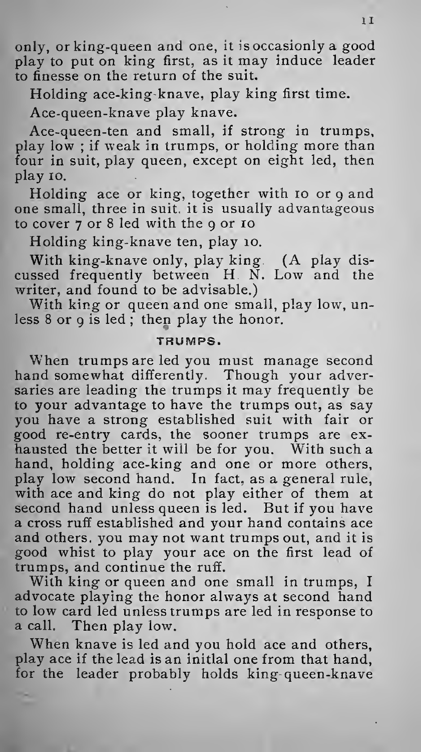only, or king-queen and one, it is occasionly a good play to put on king first, as it may induce leader to finesse on the return of the suit.

Holding ace-king-knave, play king first time.

Ace-queen-knave play knave.

Ace-queen-ten and small, if strong in trumps, play low ; if weak in trumps, or holding more than four in suit, play queen, except on eight led, then play 10.

Holding ace or king, together with 10 or 9 and one small, three in suit, it is usually advantageous to cover 7 or 8 led with the 9 or 10

Holding king-knave ten, play 10.

With king-knave only, play king. (A play discussed frequently between H. N. Low and the writer, and found to be advisable.)

With king or queen and one small, play low, unless 8 or 9 is led ; then play the honor.

## TRUMPS.

When trumps are led you must manage second hand somewhat differently. Though your adversaries are leading the trumps it may frequently be to your advantage to have the trumps out, as say you have a strong established suit with fair or good re-entry cards, the sooner trumps are exhausted the better it will be for you. With such a hand, holding ace-king and one or more others, play low second hand. In fact, as a general rule, with ace and king do not play either of them at second hand unless queen is led. But if you have a cross ruff established and your hand contains ace and others, you may not want trumps out, and it is good whist to play your ace on the first lead of trumps, and continue the ruff.

With king or queen and one small in trumps, I advocate playing the honor always at second hand to low card led unless trumps are led in response to a call. Then play low.

When knave is led and you hold ace and others, play ace if the lead is an initlal one from that hand, for the leader probably holds king-queen-knave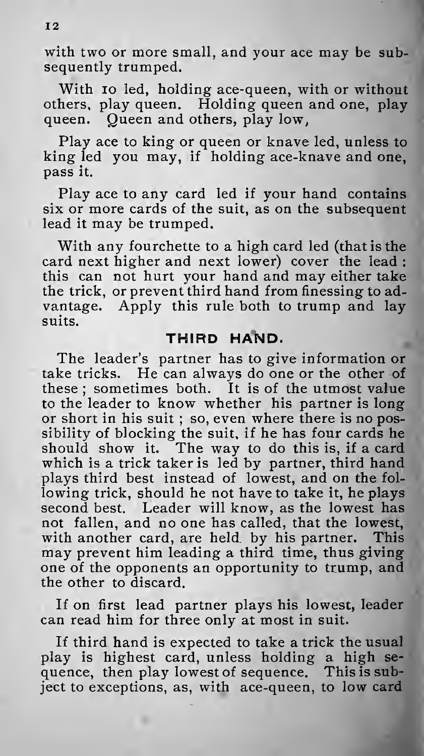with two or more small, and your ace may be subsequently trumped.

With 10 led, holding ace-queen, with or without others, play queen. Holding queen and one, play queen. Queen and others, play low,

Play ace to king or queen or knave led, unless to king led you may, if holding ace-knave and one, pass it.

Play ace to any card led if your hand contains six or more cards of the suit, as on the subsequent lead it may be trumped.

With any fourchette to a high card led (that is the card next higher and next lower) cover the lead: this can not hurt your hand and may either take the trick, or prevent third hand from finessing to advantage. Apply this rule both to trump and lay suits.

## THIRD HAND.

The leader's partner has to give information or take tricks. He can always do one or the other of these; sometimes both. It is of the utmost value to the leader to know whether his partner is long or short in his suit; so, even where there is no possibility of blocking the suit, if he has four cards he should show it. The way to do this is, if a card which is a trick taker is led by partner, third hand plays third best instead of lowest, and on the following trick, should he not have to take it, he plays second best. Leader will know, as the lowest has not fallen, and no one has called, that the lowest, with another card, are held by his partner. This may prevent him leading a third time, thus giving one of the opponents an opportunity to trump, and the other to discard.

If on first lead partner plays his lowest, leader can read him for three only at most in suit.

If third hand is expected to take a trick the usual play is highest card, unless holding a high sequence, then play lowest of sequence. This is subject to exceptions, as, with ace-queen, to low card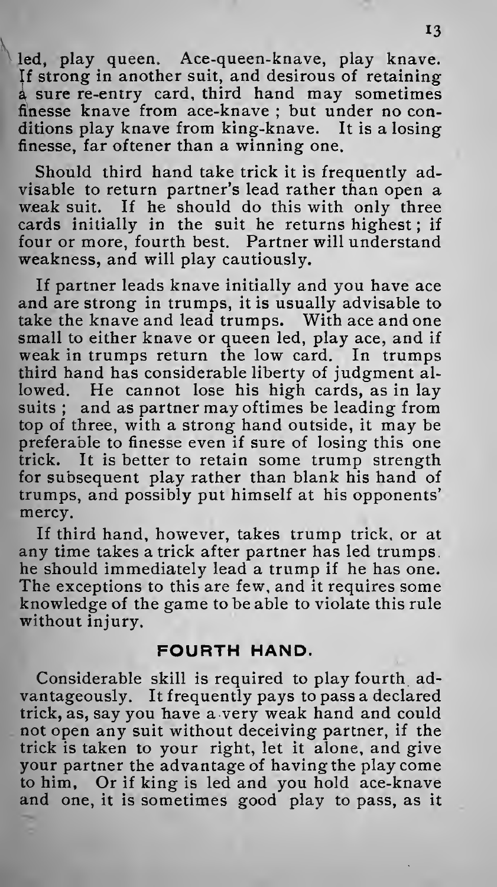led, play queen. Ace-queen-knave, play knave. If strong in another suit, and desirous of retaining a sure re-entry card, third hand may sometimes finesse knave from ace-knave ; but under no conditions play knave from king-knave. It is a losing finesse, far oftener than a winning one.

Should third hand take trick it is frequently advisable to return partner's lead rather than open a weak suit. If he should do this with only three cards initially in the suit he returns highest ; if four or more, fourth best. Partner will understand weakness, and will play cautiously.

If partner leads knave initially and you have ace and are strong in trumps, it is usually advisable to take the knave and lead trumps. With ace and one small to either knave or queen led, play ace, and if weak in trumps return the low card. In trumps third hand has considerable liberty of judgment allowed. He cannot lose his high cards, as in lay suits ; and as partner may oftimes be leading from top of three, with a strong hand outside, it may be preferable to finesse even if sure of losing this one trick. It is better to retain some trump strength for subsequent play rather than blank his hand of trumps, and possibly put himself at his opponents' mercy.

If third hand, however, takes trump trick, or at any time takes a trick after partner has led trumps, he should immediately lead a trump if he has one. The exceptions to this are few, and it requires some knowledge of the game to be able to violate this rule without injury.

## FOURTH HAND.

Considerable skill is required to play fourth advantageously. It frequently pays to pass a declared trick, as, say you have a very weak hand and could not open any suit without deceiving partner, if the trick is taken to your right, let it alone, and give your partner the advantage of having the play come to him, Or if king is led and you hold ace-knave and one, it is sometimes good play to pass, as it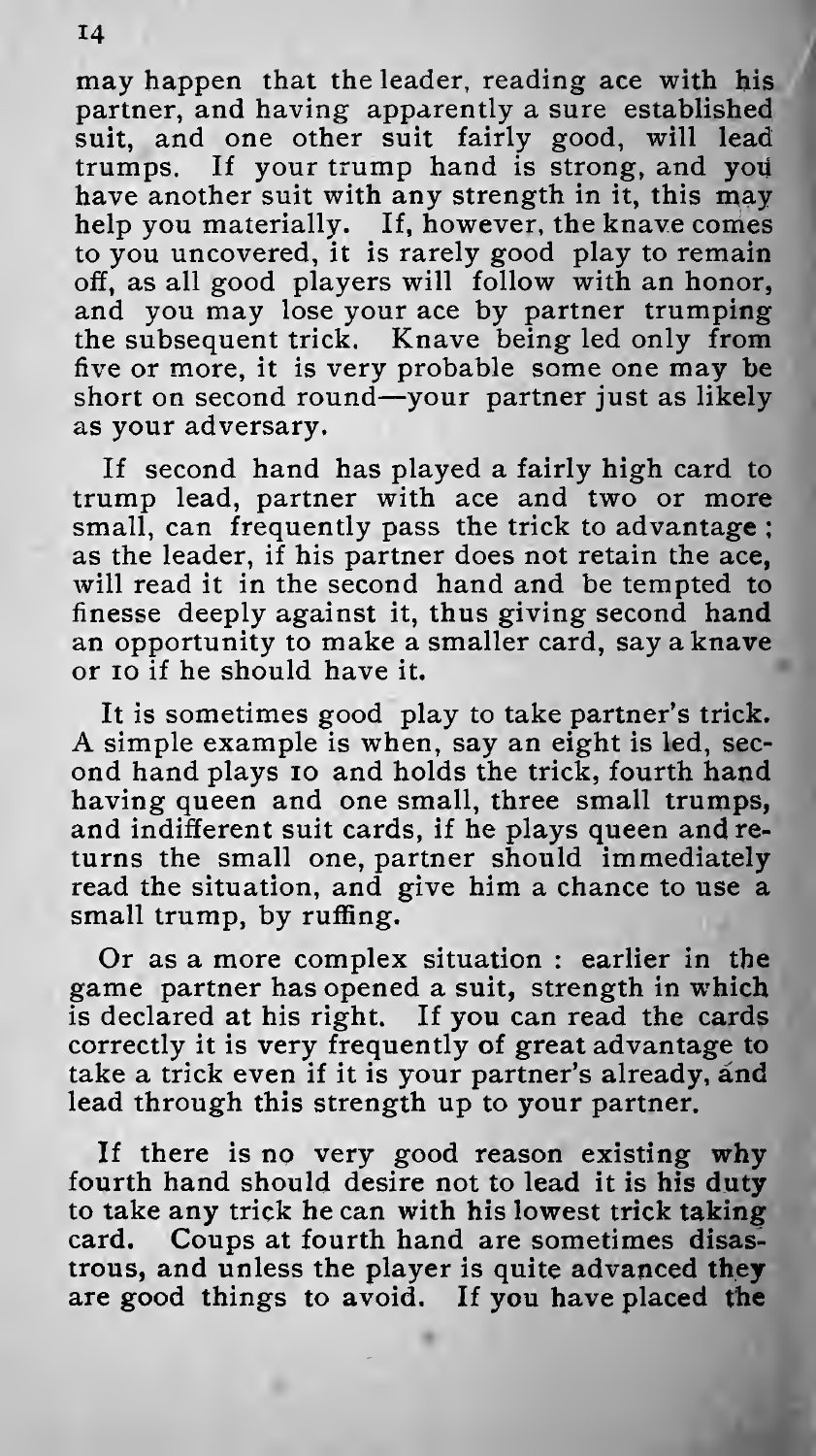may happen that the leader, reading ace with his partner, and having apparently a sure established suit, and one other suit fairly good, will lead trumps. If your trump hand is strong, and you have another suit with any strength in it, this may help you materially. If, however, the knave comes to you uncovered, it is rarely good play to remain off, as all good players will follow with an honor, and you may lose your ace by partner trumping the subsequent trick. Knave being led only from five or more, it is very probable some one may be short on second round—your partner just as likely as your adversary.

If second hand has played a fairly high card to trump lead, partner with ace and two or more small, can frequently pass the trick to advantage; as the leader, if his partner does not retain the ace, will read it in the second hand and be tempted to finesse deeply against it, thus giving second hand an opportunity to make a smaller card, say a knave or 10 if he should have it.

It is sometimes good play to take partner's trick. A simple example is when, say an eight is led, second hand plays 10 and holds the trick, fourth hand having queen and one small, three small trumps, and indifferent suit cards, if he plays queen and returns the small one, partner should immediately read the situation, and give him a chance to use a small trump, by ruffing.

Or as a more complex situation: earlier in the game partner has opened a suit, strength in which is declared at his right. If you can read the cards correctly it is very frequently of great advantage to take a trick even if it is your partner's already, and lead through this strength up to your partner.

If there is no very good reason existing why fourth hand should desire not to lead it is his duty to take any trick he can with his lowest trick taking card. Coups at fourth hand are sometimes disastrous, and unless the player is quite advanced they are good things to avoid. If you have placed the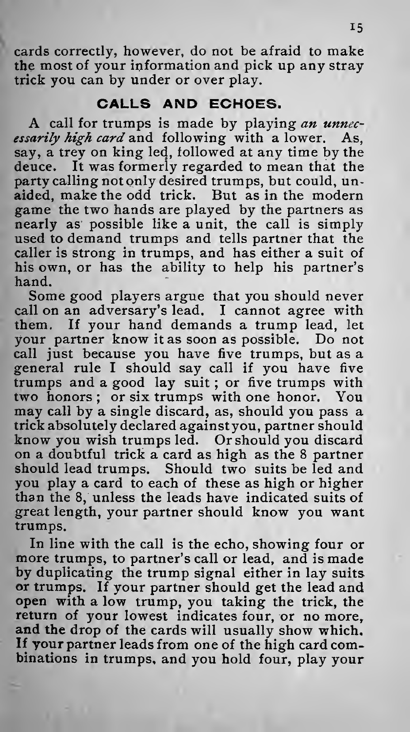cards correctly, however, do not be afraid to make the most of your information and pick up any stray trick you can by under or over play.

## CALLS AND ECHOES.

A call for trumps is made by playing *an unnecessarily high card* and following with a lower. As, say, a trey on king led, followed at any time by the deuce. It was formerly regarded to mean that the party calling not only desired trumps, but could, unaided, make the odd trick. But as in the modern game the two hands are played by the partners as nearly as possible like a unit, the call is simply used to demand trumps and tells partner that the caller is strong in trumps, and has either a suit of his own, or has the ability to help his partner's hand.

Some good players argue that you should never call on an adversary's lead. I cannot agree with them. If your hand demands a trump lead, let your partner know it as soon as possible. Do not call just because you have five trumps, but as a general rule I should say call if you have five trumps and a good lay suit; or five trumps with two honors; or six trumps with one honor. You may call by a single discard, as, should you pass a trick absolutely declared against you, partner should know you wish trumps led. Or should you discard on a doubtful trick a card as high as the 8 partner should lead trumps. Should two suits be led and you play a card to each of these as high or higher than the 8, unless the leads have indicated suits of great length, your partner should know you want trumps.

In line with the call is the echo, showing four or more trumps, to partner's call or lead, and is made by duplicating the trump signal either in lay suits or trumps. If your partner should get the lead and open with a low trump, you taking the trick, the return of your lowest indicates four, or no more, and the drop of the cards will usually show which. If your partner leads from one of the high card combinations in trumps, and you hold four, play your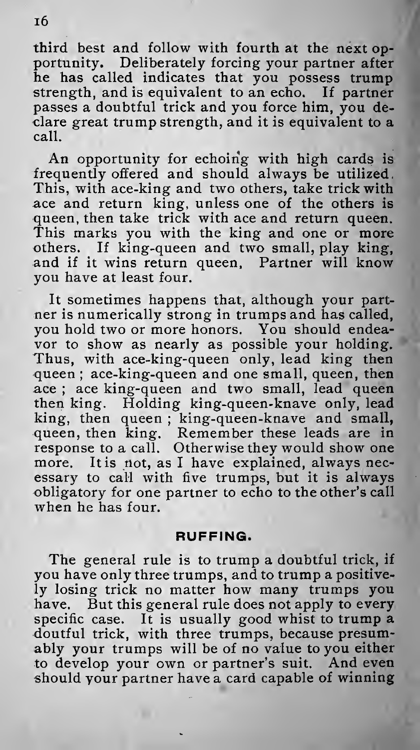third best and follow with fourth at the next opportunity. Deliberately forcing your partner after he has called indicates that you possess trump strength, and is equivalent to an echo. If partner passes a doubtful trick and you force him, you declare great trump strength, and it is equivalent to a call.

An opportunity for echoing with high cards is frequently offered and should always be utilized. This, with ace-king and two others, take trick with ace and return king, unless one of the others is queen, then take trick with ace and return queen. This marks you with the king and one or more others. If king-queen and two small, play king, and if it wins return queen, Partner will know you have at least four.

It sometimes happens that, although your partner is numerically strong in trumps and has called, you hold two or more honors. You should endeavor to show as nearly as possible your holding. Thus, with ace-king-queen only, lead king then queen ; ace-king-queen and one small, queen, then ace ; ace king-queen and two small, lead queen then king. Holding king-queen-knave only, lead king, then queen ; king-queen-knave and small, queen, then king. Remember these leads are in response to a call. Otherwise they would show one more. It is not, as I have explained, always necessary to call with five trumps, but it is always obligatory for one partner to echo to the other's call when he has four.

## RUFFING.

The general rule is to trump a doubtful trick, if you have only three trumps, and to trump a positively losing trick no matter how many trumps you have. But this general rule does not apply to every specific case. It is usually good whist to trump a doutful trick, with three trumps, because presumably your trumps will be of no value to you either to develop your own or partner's suit. And even should your partner have a card capable of winning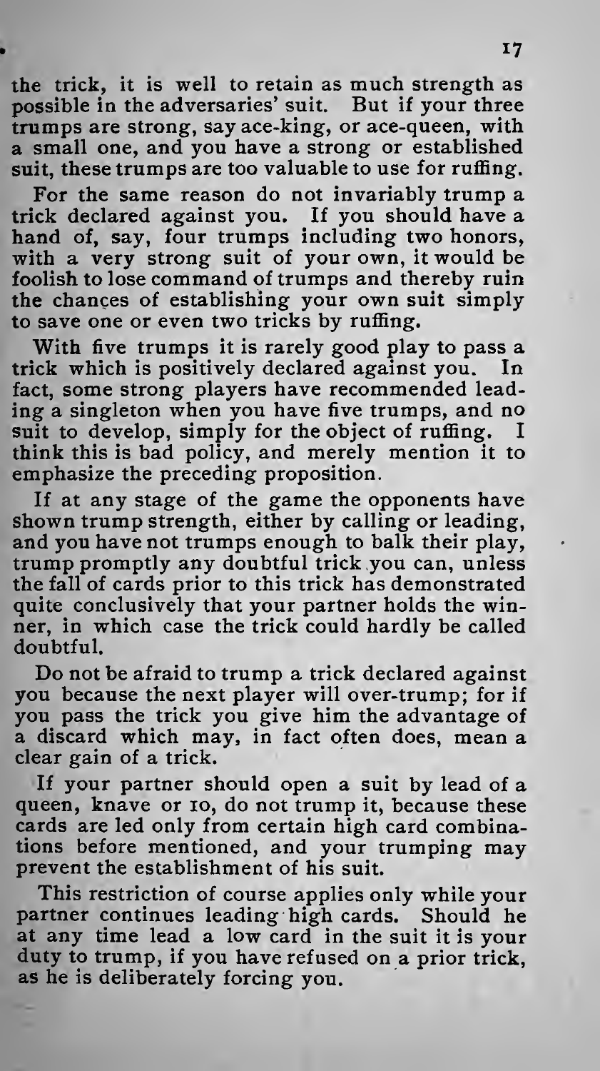the trick, it is well to retain as much strength as possible in the adversaries' suit. But if your three trumps are strong, say ace-king, or ace-queen, with a small one, and you have a strong or established suit, these trumps are too valuable to use for ruffing.

For the same reason do not invariably trump a trick declared against you. If you should have a hand of, say, four trumps including two honors, with a very strong suit of your own, it would be foolish to lose command of trumps and thereby ruin the chances of establishing your own suit simply to save one or even two tricks by ruffing.

With five trumps it is rarely good play to pass a trick which is positively declared against you. In fact, some strong players have recommended leading a singleton when you have five trumps, and no suit to develop, simply for the object of ruffing. I think this is bad policy, and merely mention it to emphasize the preceding proposition.

If at any stage of the game the opponents have shown trump strength, either by calling or leading, and you have not trumps enough to balk their play, trump promptly any doubtful trick you can, unless the fall of cards prior to this trick has demonstrated quite conclusively that your partner holds the winner, in which case the trick could hardly be called doubtful.

Do not be afraid to trump a trick declared against you because the next player will over-trump; for if you pass the trick you give him the advantage of a discard which may, in fact often does, mean a clear gain of a trick.

If your partner should open a suit by lead of a queen, knave or 10, do not trump it, because these cards are led only from certain high card combinations before mentioned, and your trumping may prevent the establishment of his suit.

This restriction of course applies only while your partner continues leading high cards. Should he at any time lead a low card in the suit it is your duty to trump, if you have refused on a prior trick, as he is deliberately forcing you.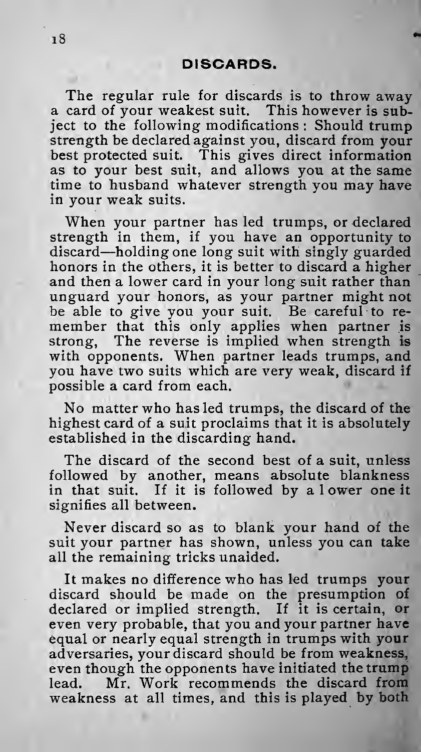## DISCARDS.

The regular rule for discards is to throw away a card of your weakest suit. This however is subject to the following modifications: Should trump strength be declared against you, discard from your best protected suit. This gives direct information as to your best suit, and allows you at the same time to husband whatever strength you may have in your weak suits.

When your partner has led trumps, or declared strength in them, if you have an opportunity to discard—holding one long suit with singly guarded honors in the others, it is better to discard a higher and then a lower card in your long suit rather than unguard your honors, as your partner might not be able to give you your suit. Be careful to remember that this only applies when partner is strong, The reverse is implied when strength is with opponents. When partner leads trumps, and you have two suits which are very weak, discard if possible a card from each.

No matter who has led trumps, the discard of the highest card of a suit proclaims that it is absolutely established in the discarding hand.

The discard of the second best of a suit, unless followed by another, means absolute blankness in that suit. If it is followed by a lower one it signifies all between.

Never discard so as to blank your hand of the suit your partner has shown, unless you can take all the remaining tricks unaided.

It makes no difference who has led trumps your discard should be made on the presumption of declared or implied strength. If it is certain, or even very probable, that you and your partner have equal or nearly equal strength in trumps with your adversaries, your discard should be from weakness, even though the opponents have initiated the trump lead. Mr. Work recommends the discard from weakness at all times, and this is played by both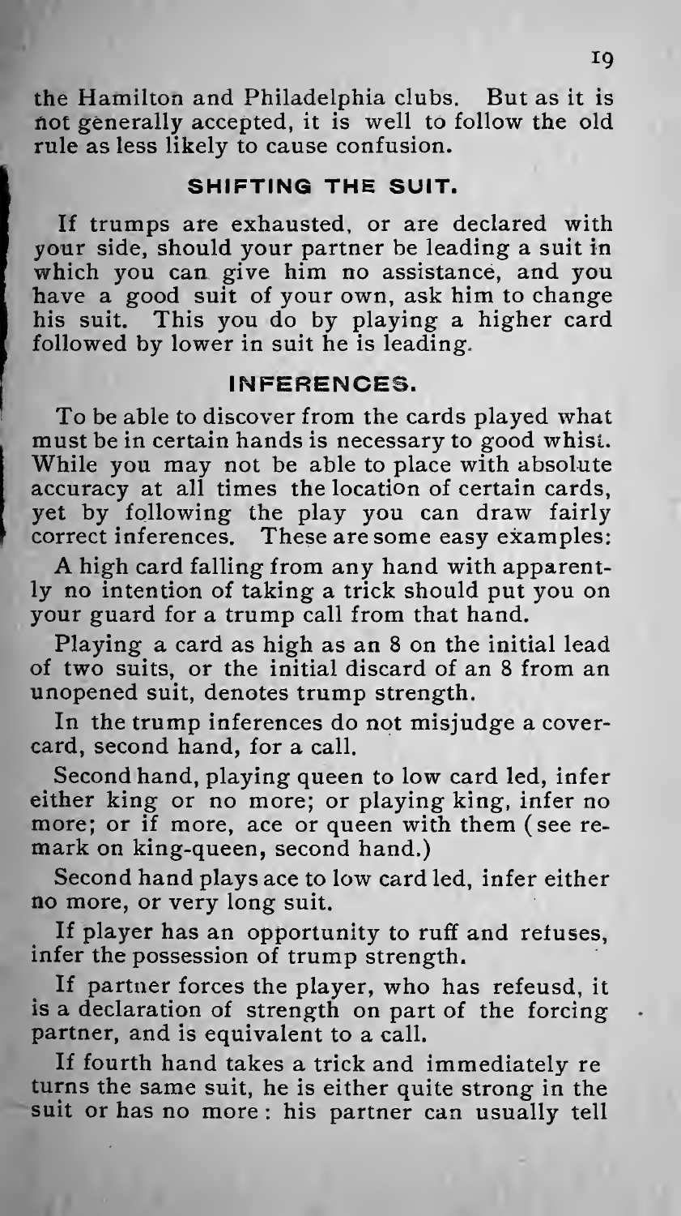the Hamilton and Philadelphia clubs. But as it is not generally accepted, it is well to follow the old rule as less likely to cause confusion.

## SHIFTING THE SUIT.

If trumps are exhausted, or are declared with your side, should your partner be leading a suit in which you can give him no assistance, and you have a good suit of your own, ask him to change his suit. This you do by playing a higher card followed by lower in suit he is leading.

## INFERENCES.

To be able to discover from the cards played what must be in certain hands is necessary to good whist. While you may not be able to place with absolute accuracy at all times the location of certain cards, yet by following the play you can draw fairly correct inferences. These are some easy examples:

A high card falling from any hand with apparently no intention of taking a trick should put you on your guard for a trump call from that hand.

Playing a card as high as an 8 on the initial lead of two suits, or the initial discard of an 8 from an unopened suit, denotes trump strength.

In the trump inferences do not misjudge a cover-card, second hand, for a call.

Second hand, playing queen to low card led, infer either king or no more; or playing king, infer no more; or if more, ace or queen with them (see remark on king-queen, second hand.)

Second hand plays ace to low card led, infer either no more, or very long suit.

If player has an opportunity to ruff and refuses, infer the possession of trump strength.

If partner forces the player, who has refeusd, it is a declaration of strength on part of the forcing partner, and is equivalent to a call.

If fourth hand takes a trick and immediately re turns the same suit, he is either quite strong in the suit or has no more: his partner can usually tell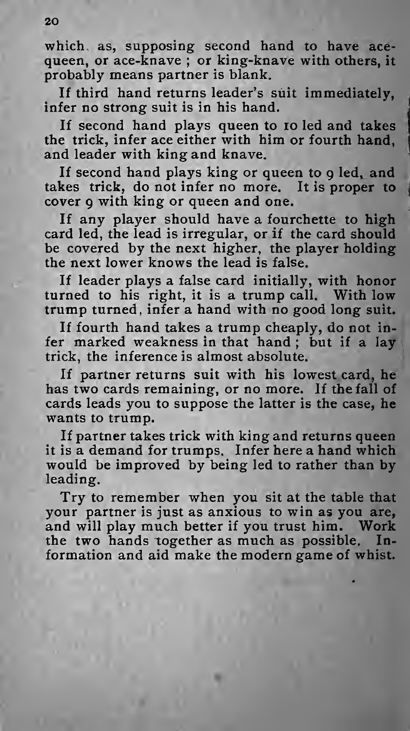which, as, supposing second hand to have ace-queen, or ace-knave; or king-knave with others, it probably means partner is blank.

If third hand returns leader's suit immediately, infer no strong suit is in his hand.

If second hand plays queen to 10 led and takes the trick, infer ace either with him or fourth hand, and leader with king and knave.

If second hand plays king or queen to 9 led, and takes trick, do not infer no more. It is proper to cover 9 with king or queen and one.

If any player should have a fourchette to high card led, the lead is irregular, or if the card should be covered by the next higher, the player holding the next lower knows the lead is false.

If leader plays a false card initially, with honor turned to his right, it is a trump call. With low trump turned, infer a hand with no good long suit.

If fourth hand takes a trump cheaply, do not infer marked weakness in that hand; but if a lay trick, the inference is almost absolute.

If partner returns suit with his lowest card, he has two cards remaining, or no more. If the fall of cards leads you to suppose the latter is the case, he wants to trump.

If partner takes trick with king and returns queen it is a demand for trumps. Infer here a hand which would be improved by being led to rather than by leading.

Try to remember when you sit at the table that your partner is just as anxious to win as you are, and will play much better if you trust him. Work the two hands together as much as possible. Information and aid make the modern game of whist.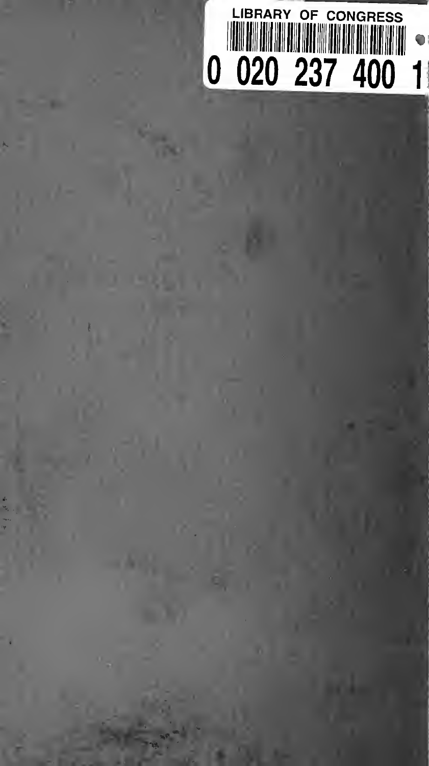LIBRARY OF CONGRESS

0 020 237 400 1